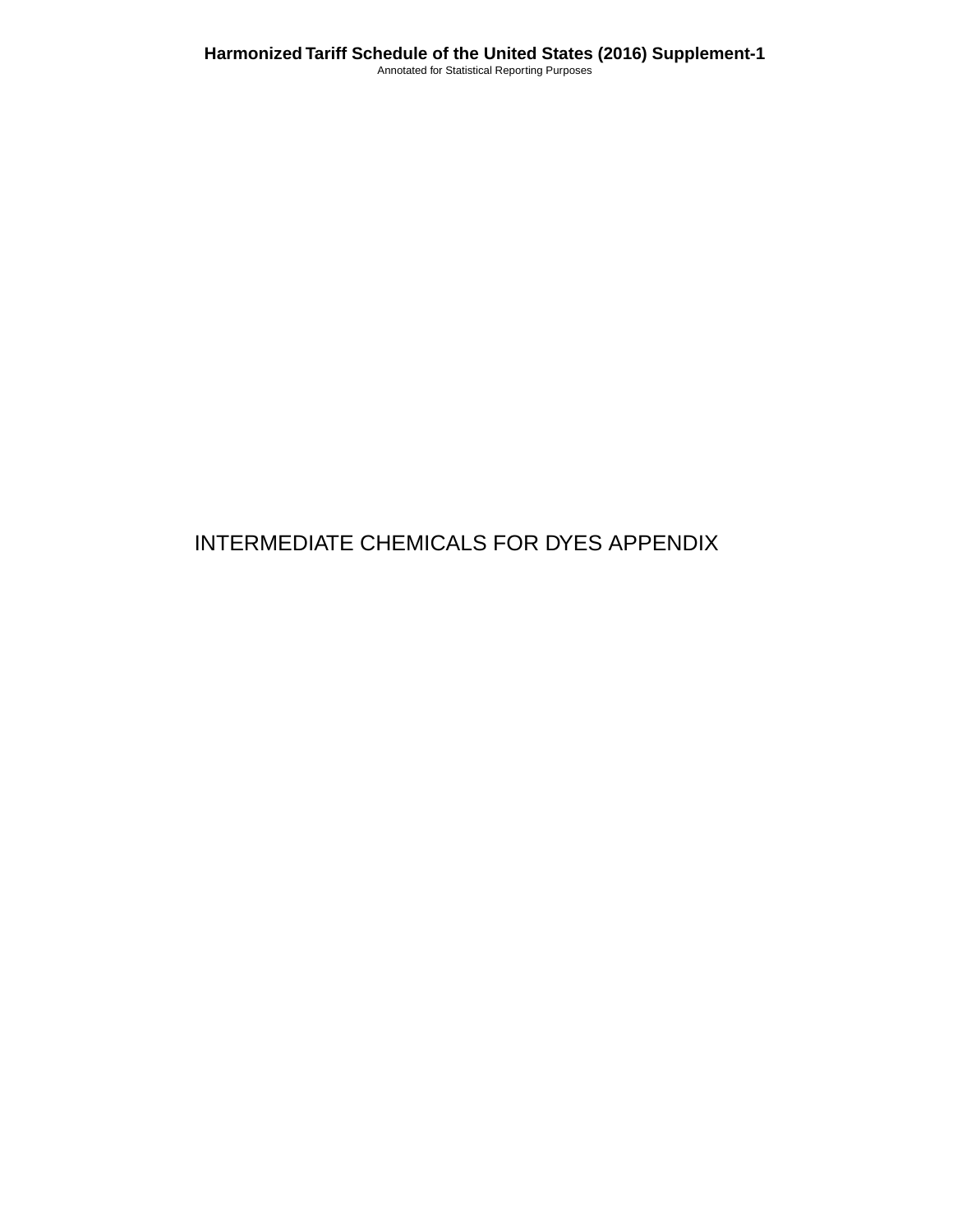# INTERMEDIATE CHEMICALS FOR DYES APPENDIX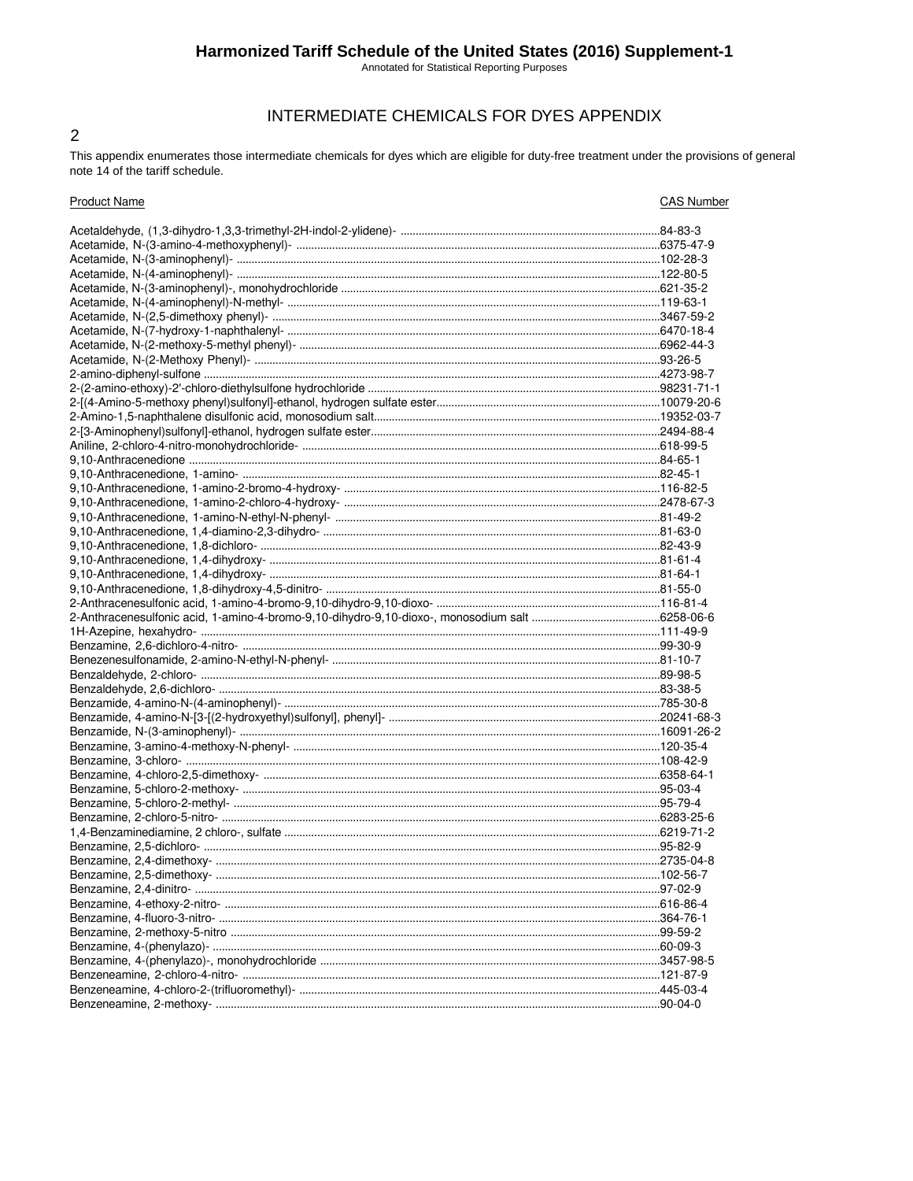## INTERMEDIATE CHEMICALS FOR DYES APPENDIX

This appendix enumerates those intermediate chemicals for dyes which are eligible for duty-free treatment under the provisions of general note 14 of the tariff schedule.

| Product Name | CAS Number |
| --- | --- |
| Acetaldehyde, (1,3-dihydro-1,3,3-trimethyl-2H-indol-2-ylidene)- | 84-83-3 |
| Acetamide, N-(3-amino-4-methoxyphenyl)- | 6375-47-9 |
| Acetamide, N-(3-aminophenyl)- | 102-28-3 |
| Acetamide, N-(4-aminophenyl)- | 122-80-5 |
| Acetamide, N-(3-aminophenyl)-, monohydrochloride | 621-35-2 |
| Acetamide, N-(4-aminophenyl)-N-methyl- | 119-63-1 |
| Acetamide, N-(2,5-dimethoxy phenyl)- | 3467-59-2 |
| Acetamide, N-(7-hydroxy-1-naphthalenyl- | 6470-18-4 |
| Acetamide, N-(2-methoxy-5-methyl phenyl)- | 6962-44-3 |
| Acetamide, N-(2-Methoxy Phenyl)- | 93-26-5 |
| 2-amino-diphenyl-sulfone | 4273-98-7 |
| 2-(2-amino-ethoxy)-2'-chloro-diethylsulfone hydrochloride | 98231-71-1 |
| 2-[(4-Amino-5-methoxy phenyl)sulfonyl]-ethanol, hydrogen sulfate ester | 10079-20-6 |
| 2-Amino-1,5-naphthalene disulfonic acid, monosodium salt | 19352-03-7 |
| 2-[3-Aminophenyl)sulfonyl]-ethanol, hydrogen sulfate ester | 2494-88-4 |
| Aniline, 2-chloro-4-nitro-monohydrochloride- | 618-99-5 |
| 9,10-Anthracenedione | 84-65-1 |
| 9,10-Anthracenedione, 1-amino- | 82-45-1 |
| 9,10-Anthracenedione, 1-amino-2-bromo-4-hydroxy- | 116-82-5 |
| 9,10-Anthracenedione, 1-amino-2-chloro-4-hydroxy- | 2478-67-3 |
| 9,10-Anthracenedione, 1-amino-N-ethyl-N-phenyl- | 81-49-2 |
| 9,10-Anthracenedione, 1,4-diamino-2,3-dihydro- | 81-63-0 |
| 9,10-Anthracenedione, 1,8-dichloro- | 82-43-9 |
| 9,10-Anthracenedione, 1,4-dihydroxy- | 81-61-4 |
| 9,10-Anthracenedione, 1,4-dihydroxy- | 81-64-1 |
| 9,10-Anthracenedione, 1,8-dihydroxy-4,5-dinitro- | 81-55-0 |
| 2-Anthracenesulfonic acid, 1-amino-4-bromo-9,10-dihydro-9,10-dioxo- | 116-81-4 |
| 2-Anthracenesulfonic acid, 1-amino-4-bromo-9,10-dihydro-9,10-dioxo-, monosodium salt | 6258-06-6 |
| 1H-Azepine, hexahydro- | 111-49-9 |
| Benzamine, 2,6-dichloro-4-nitro- | 99-30-9 |
| Benezenesulfonamide, 2-amino-N-ethyl-N-phenyl- | 81-10-7 |
| Benzaldehyde, 2-chloro- | 89-98-5 |
| Benzaldehyde, 2,6-dichloro- | 83-38-5 |
| Benzamide, 4-amino-N-(4-aminophenyl)- | 785-30-8 |
| Benzamide, 4-amino-N-[3-[(2-hydroxyethyl)sulfonyl], phenyl]- | 20241-68-3 |
| Benzamide, N-(3-aminophenyl)- | 16091-26-2 |
| Benzamine, 3-amino-4-methoxy-N-phenyl- | 120-35-4 |
| Benzamine, 3-chloro- | 108-42-9 |
| Benzamine, 4-chloro-2,5-dimethoxy- | 6358-64-1 |
| Benzamine, 5-chloro-2-methoxy- | 95-03-4 |
| Benzamine, 5-chloro-2-methyl- | 95-79-4 |
| Benzamine, 2-chloro-5-nitro- | 6283-25-6 |
| 1,4-Benzaminediamine, 2 chloro-, sulfate | 6219-71-2 |
| Benzamine, 2,5-dichloro- | 95-82-9 |
| Benzamine, 2,4-dimethoxy- | 2735-04-8 |
| Benzamine, 2,5-dimethoxy- | 102-56-7 |
| Benzamine, 2,4-dinitro- | 97-02-9 |
| Benzamine, 4-ethoxy-2-nitro- | 616-86-4 |
| Benzamine, 4-fluoro-3-nitro- | 364-76-1 |
| Benzamine, 2-methoxy-5-nitro | 99-59-2 |
| Benzamine, 4-(phenylazo)- | 60-09-3 |
| Benzamine, 4-(phenylazo)-, monohydrochloride | 3457-98-5 |
| Benzeneamine, 2-chloro-4-nitro- | 121-87-9 |
| Benzeneamine, 4-chloro-2-(trifluoromethyl)- | 445-03-4 |
| Benzeneamine, 2-methoxy- | 90-04-0 |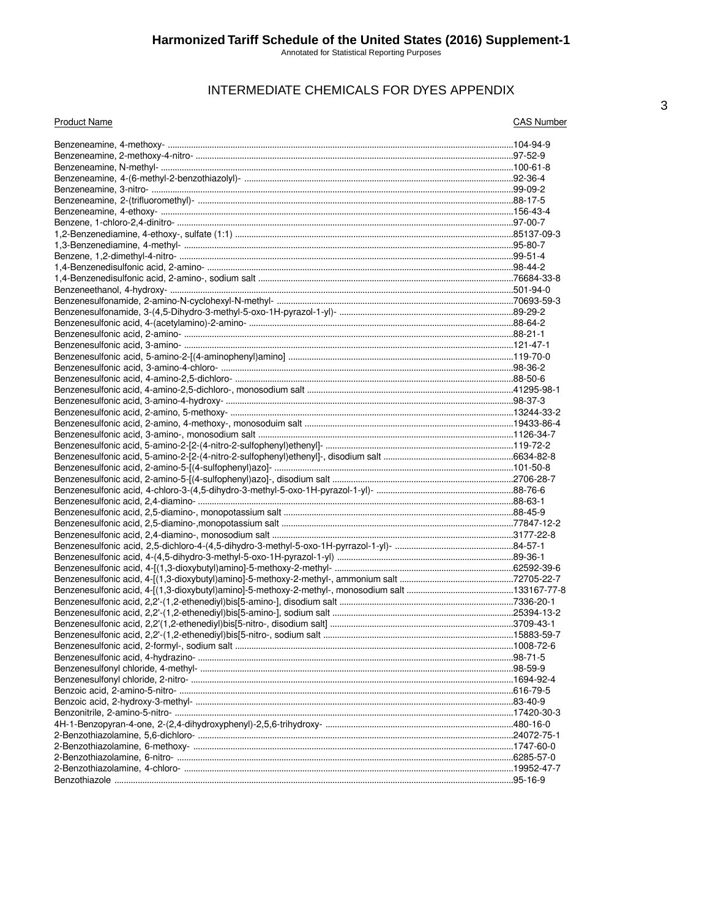# Harmonized Tariff Schedule of the United States (2016) Supplement-1

Annotated for Statistical Reporting Purposes

## INTERMEDIATE CHEMICALS FOR DYES APPENDIX

| Product Name | CAS Number |
|---|---|
| Benzeneamine, 4-methoxy- | 104-94-9 |
| Benzeneamine, 2-methoxy-4-nitro- | 97-52-9 |
| Benzeneamine, N-methyl- | 100-61-8 |
| Benzeneamine, 4-(6-methyl-2-benzothiazolyl)- | 92-36-4 |
| Benzeneamine, 3-nitro- | 99-09-2 |
| Benzeneamine, 2-(trifluoromethyl)- | 88-17-5 |
| Benzeneamine, 4-ethoxy- | 156-43-4 |
| Benzene, 1-chloro-2,4-dinitro- | 97-00-7 |
| 1,2-Benzenediamine, 4-ethoxy-, sulfate (1:1) | 85137-09-3 |
| 1,3-Benzenediamine, 4-methyl- | 95-80-7 |
| Benzene, 1,2-dimethyl-4-nitro- | 99-51-4 |
| 1,4-Benzenedisulfonic acid, 2-amino- | 98-44-2 |
| 1,4-Benzenedisulfonic acid, 2-amino-, sodium salt | 76684-33-8 |
| Benzeneethanol, 4-hydroxy- | 501-94-0 |
| Benzenesulfonamide, 2-amino-N-cyclohexyl-N-methyl- | 70693-59-3 |
| Benzenesulfonamide, 3-(4,5-Dihydro-3-methyl-5-oxo-1H-pyrazol-1-yl)- | 89-29-2 |
| Benzenesulfonic acid, 4-(acetylamino)-2-amino- | 88-64-2 |
| Benzenesulfonic acid, 2-amino- | 88-21-1 |
| Benzenesulfonic acid, 3-amino- | 121-47-1 |
| Benzenesulfonic acid, 5-amino-2-[(4-aminophenyl)amino] | 119-70-0 |
| Benzenesulfonic acid, 3-amino-4-chloro- | 98-36-2 |
| Benzenesulfonic acid, 4-amino-2,5-dichloro- | 88-50-6 |
| Benzenesulfonic acid, 4-amino-2,5-dichloro-, monosodium salt | 41295-98-1 |
| Benzenesulfonic acid, 3-amino-4-hydroxy- | 98-37-3 |
| Benzenesulfonic acid, 2-amino, 5-methoxy- | 13244-33-2 |
| Benzenesulfonic acid, 2-amino, 4-methoxy-, monosoduim salt | 19433-86-4 |
| Benzenesulfonic acid, 3-amino-, monosodium salt | 1126-34-7 |
| Benzenesulfonic acid, 5-amino-2-[2-(4-nitro-2-sulfophenyl)ethenyl]- | 119-72-2 |
| Benzenesulfonic acid, 5-amino-2-[2-(4-nitro-2-sulfophenyl)ethenyl]-, disodium salt | 6634-82-8 |
| Benzenesulfonic acid, 2-amino-5-[(4-sulfophenyl)azo]- | 101-50-8 |
| Benzenesulfonic acid, 2-amino-5-[(4-sulfophenyl)azo]-, disodium salt | 2706-28-7 |
| Benzenesulfonic acid, 4-chloro-3-(4,5-dihydro-3-methyl-5-oxo-1H-pyrazol-1-yl)- | 88-76-6 |
| Benzenesulfonic acid, 2,4-diamino- | 88-63-1 |
| Benzenesulfonic acid, 2,5-diamino-, monopotassium salt | 88-45-9 |
| Benzenesulfonic acid, 2,5-diamino-,monopotassium salt | 77847-12-2 |
| Benzenesulfonic acid, 2,4-diamino-, monosodium salt | 3177-22-8 |
| Benzenesulfonic acid, 2,5-dichloro-4-(4,5-dihydro-3-methyl-5-oxo-1H-pyrrazol-1-yl)- | 84-57-1 |
| Benzenesulfonic acid, 4-(4,5-dihydro-3-methyl-5-oxo-1H-pyrazol-1-yl) | 89-36-1 |
| Benzenesulfonic acid, 4-[(1,3-dioxybutyl)amino]-5-methoxy-2-methyl- | 62592-39-6 |
| Benzenesulfonic acid, 4-[(1,3-dioxybutyl)amino]-5-methoxy-2-methyl-, ammonium salt | 72705-22-7 |
| Benzenesulfonic acid, 4-[(1,3-dioxybutyl)amino]-5-methoxy-2-methyl-, monosodium salt | 133167-77-8 |
| Benzenesulfonic acid, 2,2'-(1,2-ethenediyl)bis[5-amino-], disodium salt | 7336-20-1 |
| Benzenesulfonic acid, 2,2'-(1,2-ethenediyl)bis[5-amino-], sodium salt | 25394-13-2 |
| Benzenesulfonic acid, 2,2'(1,2-ethenediyl)bis[5-nitro-, disodium salt] | 3709-43-1 |
| Benzenesulfonic acid, 2,2'-(1,2-ethenediyl)bis[5-nitro-, sodium salt | 15883-59-7 |
| Benzenesulfonic acid, 2-formyl-, sodium salt | 1008-72-6 |
| Benzenesulfonic acid, 4-hydrazino- | 98-71-5 |
| Benzenesulfonyl chloride, 4-methyl- | 98-59-9 |
| Benzenesulfonyl chloride, 2-nitro- | 1694-92-4 |
| Benzoic acid, 2-amino-5-nitro- | 616-79-5 |
| Benzoic acid, 2-hydroxy-3-methyl- | 83-40-9 |
| Benzonitrile, 2-amino-5-nitro- | 17420-30-3 |
| 4H-1-Benzopyran-4-one, 2-(2,4-dihydroxyphenyl)-2,5,6-trihydroxy- | 480-16-0 |
| 2-Benzothiazolamine, 5,6-dichloro- | 24072-75-1 |
| 2-Benzothiazolamine, 6-methoxy- | 1747-60-0 |
| 2-Benzothiazolamine, 6-nitro- | 6285-57-0 |
| 2-Benzothiazolamine, 4-chloro- | 19952-47-7 |
| Benzothiazole | 95-16-9 |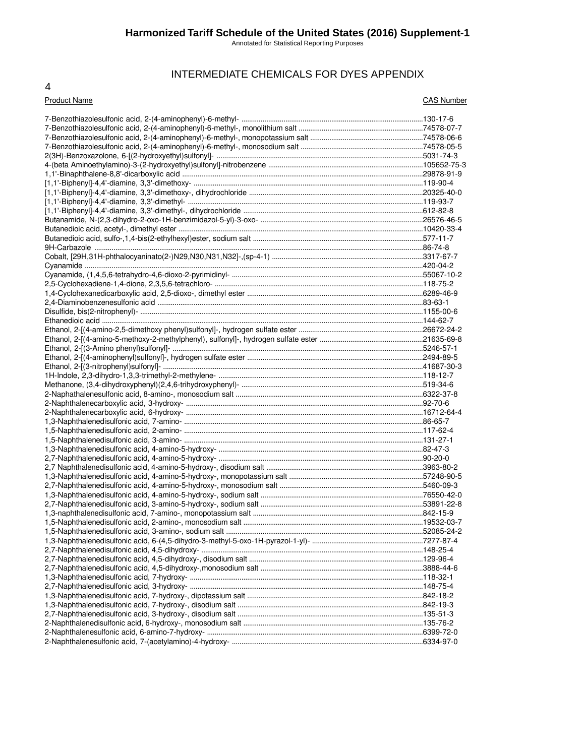## INTERMEDIATE CHEMICALS FOR DYES APPENDIX

| Product Name | CAS Number |
|---|---|
| 7-Benzothiazolesulfonic acid, 2-(4-aminophenyl)-6-methyl- | 130-17-6 |
| 7-Benzothiazolesulfonic acid, 2-(4-aminophenyl)-6-methyl-, monolithium salt | 74578-07-7 |
| 7-Benzothiazolesulfonic acid, 2-(4-aminophenyl)-6-methyl-, monopotassium salt | 74578-06-6 |
| 7-Benzothiazolesulfonic acid, 2-(4-aminophenyl)-6-methyl-, monosodium salt | 74578-05-5 |
| 2(3H)-Benzoxazolone, 6-[(2-hydroxyethyl)sulfonyl]- | 5031-74-3 |
| 4-(beta Aminoethylamino)-3-(2-hydroxyethyl)sulfonyl]-nitrobenzene | 105652-75-3 |
| 1,1'-Binaphthalene-8,8'-dicarboxylic acid | 29878-91-9 |
| [1,1'-Biphenyl]-4,4'-diamine, 3,3'-dimethoxy- | 119-90-4 |
| [1,1'-Biphenyl]-4,4'-diamine, 3,3'-dimethoxy-, dihydrochloride | 20325-40-0 |
| [1,1'-Biphenyl]-4,4'-diamine, 3,3'-dimethyl- | 119-93-7 |
| [1,1'-Biphenyl]-4,4'-diamine, 3,3'-dimethyl-, dihydrochloride | 612-82-8 |
| Butanamide, N-(2,3-dihydro-2-oxo-1H-benzimidazol-5-yl)-3-oxo- | 26576-46-5 |
| Butanedioic acid, acetyl-, dimethyl ester | 10420-33-4 |
| Butanedioic acid, sulfo-,1,4-bis(2-ethylhexyl)ester, sodium salt | 577-11-7 |
| 9H-Carbazole | 86-74-8 |
| Cobalt, [29H,31H-phthalocyaninato(2-)N29,N30,N31,N32]-,(sp-4-1) | 3317-67-7 |
| Cyanamide | 420-04-2 |
| Cyanamide, (1,4,5,6-tetrahydro-4,6-dioxo-2-pyrimidinyl- | 55067-10-2 |
| 2,5-Cyclohexadiene-1,4-dione, 2,3,5,6-tetrachloro- | 118-75-2 |
| 1,4-Cyclohexanedicarboxylic acid, 2,5-dioxo-, dimethyl ester | 6289-46-9 |
| 2,4-Diaminobenzenesulfonic acid | 83-63-1 |
| Disulfide, bis(2-nitrophenyl)- | 1155-00-6 |
| Ethanedioic acid | 144-62-7 |
| Ethanol, 2-[(4-amino-2,5-dimethoxy phenyl)sulfonyl]-, hydrogen sulfate ester | 26672-24-2 |
| Ethanol, 2-[(4-amino-5-methoxy-2-methylphenyl), sulfonyl]-, hydrogen sulfate ester | 21635-69-8 |
| Ethanol, 2-[(3-Amino phenyl)sulfonyl]- | 5246-57-1 |
| Ethanol, 2-[(4-aminophenyl)sulfonyl]-, hydrogen sulfate ester | 2494-89-5 |
| Ethanol, 2-[(3-nitrophenyl)sulfonyl]- | 41687-30-3 |
| 1H-Indole, 2,3-dihydro-1,3,3-trimethyl-2-methylene- | 118-12-7 |
| Methanone, (3,4-dihydroxyphenyl)(2,4,6-trihydroxyphenyl)- | 519-34-6 |
| 2-Naphathalenesulfonic acid, 8-amino-, monosodium salt | 6322-37-8 |
| 2-Naphthalenecarboxylic acid, 3-hydroxy- | 92-70-6 |
| 2-Naphthalenecarboxylic acid, 6-hydroxy- | 16712-64-4 |
| 1,3-Naphthalenedisulfonic acid, 7-amino- | 86-65-7 |
| 1,5-Naphthalenedisulfonic acid, 2-amino- | 117-62-4 |
| 1,5-Naphthalenedisulfonic acid, 3-amino- | 131-27-1 |
| 1,3-Naphthalenedisulfonic acid, 4-amino-5-hydroxy- | 82-47-3 |
| 2,7-Naphthalenedisulfonic acid, 4-amino-5-hydroxy- | 90-20-0 |
| 2,7 Naphthalenedisulfonic acid, 4-amino-5-hydroxy-, disodium salt | 3963-80-2 |
| 1,3-Naphthalenedisulfonic acid, 4-amino-5-hydroxy-, monopotassium salt | 57248-90-5 |
| 2,7-Naphthalenedisulfonic acid, 4-amino-5-hydroxy-, monosodium salt | 5460-09-3 |
| 1,3-Naphthalenedisulfonic acid, 4-amino-5-hydroxy-, sodium salt | 76550-42-0 |
| 2,7-Naphthalenedisulfonic acid, 3-amino-5-hydroxy-, sodium salt | 53891-22-8 |
| 1,3-naphthalenedisulfonic acid, 7-amino-, monopotassium salt | 842-15-9 |
| 1,5-Naphthalenedisulfonic acid, 2-amino-, monosodium salt | 19532-03-7 |
| 1,5-Naphthalenedisulfonic acid, 3-amino-, sodium salt | 52085-24-2 |
| 1,3-Naphthalenedisulfonic acid, 6-(4,5-dihydro-3-methyl-5-oxo-1H-pyrazol-1-yl)- | 7277-87-4 |
| 2,7-Naphthalenedisulfonic acid, 4,5-dihydroxy- | 148-25-4 |
| 2,7-Naphthalenedisulfonic acid, 4,5-dihydroxy-, disodium salt | 129-96-4 |
| 2,7-Naphthalenedisulfonic acid, 4,5-dihydroxy-,monosodium salt | 3888-44-6 |
| 1,3-Naphthalenedisulfonic acid, 7-hydroxy- | 118-32-1 |
| 2,7-Naphthalenedisulfonic acid, 3-hydroxy- | 148-75-4 |
| 1,3-Naphthalenedisulfonic acid, 7-hydroxy-, dipotassium salt | 842-18-2 |
| 1,3-Naphthalenedisulfonic acid, 7-hydroxy-, disodium salt | 842-19-3 |
| 2,7-Naphthalenedisulfonic acid, 3-hydroxy-, disodium salt | 135-51-3 |
| 2-Naphthalenedisulfonic acid, 6-hydroxy-, monosodium salt | 135-76-2 |
| 2-Naphthalenesulfonic acid, 6-amino-7-hydroxy- | 6399-72-0 |
| 2-Naphthalenesulfonic acid, 7-(acetylamino)-4-hydroxy- | 6334-97-0 |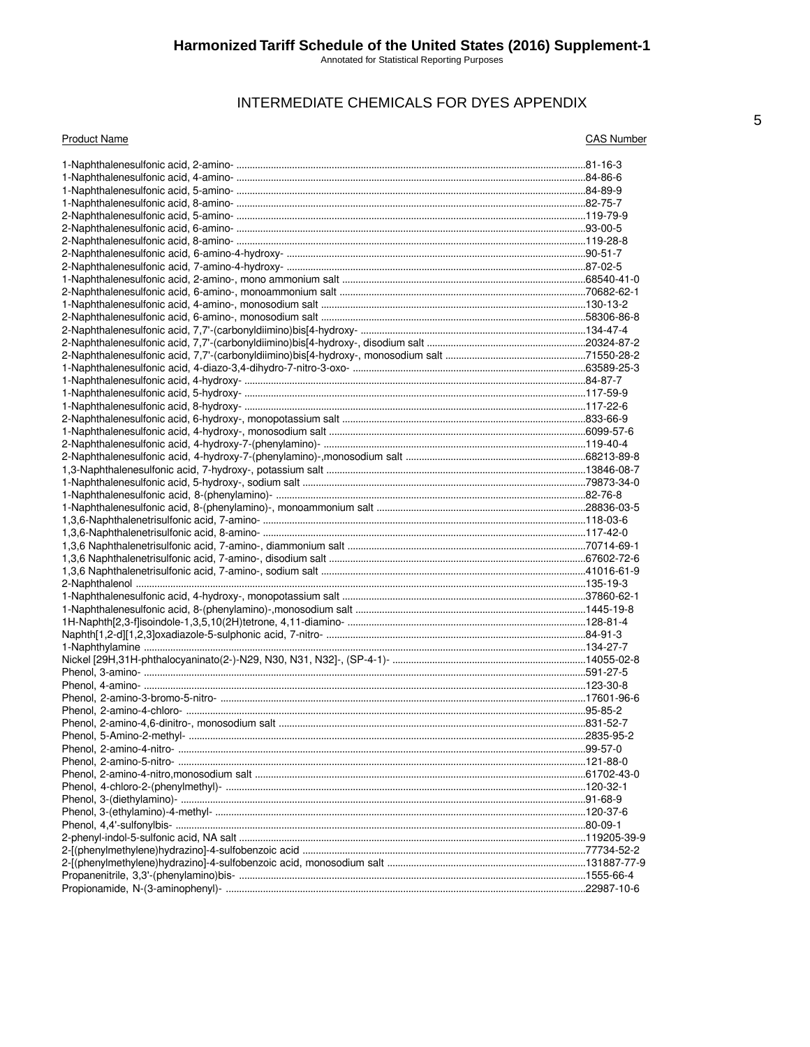## INTERMEDIATE CHEMICALS FOR DYES APPENDIX

| Product Name | CAS Number |
|---|---|
| 1-Naphthalenesulfonic acid, 2-amino- | 81-16-3 |
| 1-Naphthalenesulfonic acid, 4-amino- | 84-86-6 |
| 1-Naphthalenesulfonic acid, 5-amino- | 84-89-9 |
| 1-Naphthalenesulfonic acid, 8-amino- | 82-75-7 |
| 2-Naphthalenesulfonic acid, 5-amino- | 119-79-9 |
| 2-Naphthalenesulfonic acid, 6-amino- | 93-00-5 |
| 2-Naphthalenesulfonic acid, 8-amino- | 119-28-8 |
| 2-Naphthalenesulfonic acid, 6-amino-4-hydroxy- | 90-51-7 |
| 2-Naphthalenesulfonic acid, 7-amino-4-hydroxy- | 87-02-5 |
| 1-Naphthalenesulfonic acid, 2-amino-, mono ammonium salt | 68540-41-0 |
| 2-Naphthalenesulfonic acid, 6-amino-, monoammonium salt | 70682-62-1 |
| 1-Naphthalenesulfonic acid, 4-amino-, monosodium salt | 130-13-2 |
| 2-Naphthalenesulfonic acid, 6-amino-, monosodium salt | 58306-86-8 |
| 2-Naphthalenesulfonic acid, 7,7'-(carbonyldiimino)bis[4-hydroxy- | 134-47-4 |
| 2-Naphthalenesulfonic acid, 7,7'-(carbonyldiimino)bis[4-hydroxy-, disodium salt | 20324-87-2 |
| 2-Naphthalenesulfonic acid, 7,7'-(carbonyldiimino)bis[4-hydroxy-, monosodium salt | 71550-28-2 |
| 1-Naphthalenesulfonic acid, 4-diazo-3,4-dihydro-7-nitro-3-oxo- | 63589-25-3 |
| 1-Naphthalenesulfonic acid, 4-hydroxy- | 84-87-7 |
| 1-Naphthalenesulfonic acid, 5-hydroxy- | 117-59-9 |
| 1-Naphthalenesulfonic acid, 8-hydroxy- | 117-22-6 |
| 2-Naphthalenesulfonic acid, 6-hydroxy-, monopotassium salt | 833-66-9 |
| 1-Naphthalenesulfonic acid, 4-hydroxy-, monosodium salt | 6099-57-6 |
| 2-Naphthalenesulfonic acid, 4-hydroxy-7-(phenylamino)- | 119-40-4 |
| 2-Naphthalenesulfonic acid, 4-hydroxy-7-(phenylamino)-,monosodium salt | 68213-89-8 |
| 1,3-Naphthalenesulfonic acid, 7-hydroxy-, potassium salt | 13846-08-7 |
| 1-Naphthalenesulfonic acid, 5-hydroxy-, sodium salt | 79873-34-0 |
| 1-Naphthalenesulfonic acid, 8-(phenylamino)- | 82-76-8 |
| 1-Naphthalenesulfonic acid, 8-(phenylamino)-, monoammonium salt | 28836-03-5 |
| 1,3,6-Naphthalenetrisulfonic acid, 7-amino- | 118-03-6 |
| 1,3,6-Naphthalenetrisulfonic acid, 8-amino- | 117-42-0 |
| 1,3,6 Naphthalenetrisulfonic acid, 7-amino-, diammonium salt | 70714-69-1 |
| 1,3,6 Naphthalenetrisulfonic acid, 7-amino-, disodium salt | 67602-72-6 |
| 1,3,6 Naphthalenetrisulfonic acid, 7-amino-, sodium salt | 41016-61-9 |
| 2-Naphthalenol | 135-19-3 |
| 1-Naphthalenesulfonic acid, 4-hydroxy-, monopotassium salt | 37860-62-1 |
| 1-Naphthalenesulfonic acid, 8-(phenylamino)-,monosodium salt | 1445-19-8 |
| 1H-Naphth[2,3-f]isoindole-1,3,5,10(2H)tetrone, 4,11-diamino- | 128-81-4 |
| Naphth[1,2-d][1,2,3]oxadiazole-5-sulphonic acid, 7-nitro- | 84-91-3 |
| 1-Naphthylamine | 134-27-7 |
| Nickel [29H,31H-phthalocyaninato(2-)-N29, N30, N31, N32]-, (SP-4-1)- | 14055-02-8 |
| Phenol, 3-amino- | 591-27-5 |
| Phenol, 4-amino- | 123-30-8 |
| Phenol, 2-amino-3-bromo-5-nitro- | 17601-96-6 |
| Phenol, 2-amino-4-chloro- | 95-85-2 |
| Phenol, 2-amino-4,6-dinitro-, monosodium salt | 831-52-7 |
| Phenol, 5-Amino-2-methyl- | 2835-95-2 |
| Phenol, 2-amino-4-nitro- | 99-57-0 |
| Phenol, 2-amino-5-nitro- | 121-88-0 |
| Phenol, 2-amino-4-nitro,monosodium salt | 61702-43-0 |
| Phenol, 4-chloro-2-(phenylmethyl)- | 120-32-1 |
| Phenol, 3-(diethylamino)- | 91-68-9 |
| Phenol, 3-(ethylamino)-4-methyl- | 120-37-6 |
| Phenol, 4,4'-sulfonylbis- | 80-09-1 |
| 2-phenyl-indol-5-sulfonic acid, NA salt | 119205-39-9 |
| 2-[(phenylmethylene)hydrazino]-4-sulfobenzoic acid | 77734-52-2 |
| 2-[(phenylmethylene)hydrazino]-4-sulfobenzoic acid, monosodium salt | 131887-77-9 |
| Propanenitrile, 3,3'-(phenylamino)bis- | 1555-66-4 |
| Propionamide, N-(3-aminophenyl)- | 22987-10-6 |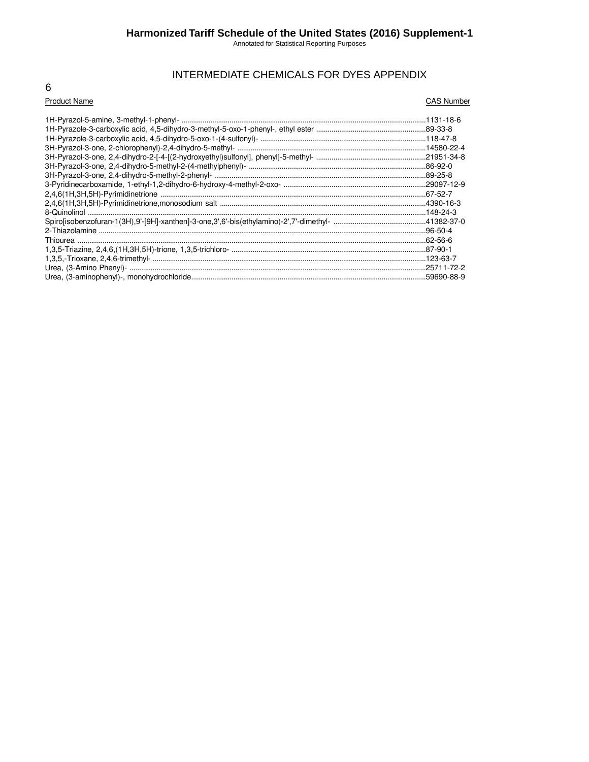# INTERMEDIATE CHEMICALS FOR DYES APPENDIX

| Product Name | CAS Number |
|---|---|
| 1H-Pyrazol-5-amine, 3-methyl-1-phenyl- | 1131-18-6 |
| 1H-Pyrazole-3-carboxylic acid, 4,5-dihydro-3-methyl-5-oxo-1-phenyl-, ethyl ester | 89-33-8 |
| 1H-Pyrazole-3-carboxylic acid, 4,5-dihydro-5-oxo-1-(4-sulfonyl)- | 118-47-8 |
| 3H-Pyrazol-3-one, 2-chlorophenyl)-2,4-dihydro-5-methyl- | 14580-22-4 |
| 3H-Pyrazol-3-one, 2,4-dihydro-2-[-4-[(2-hydroxyethyl)sulfonyl], phenyl]-5-methyl- | 21951-34-8 |
| 3H-Pyrazol-3-one, 2,4-dihydro-5-methyl-2-(4-methylphenyl)- | 86-92-0 |
| 3H-Pyrazol-3-one, 2,4-dihydro-5-methyl-2-phenyl- | 89-25-8 |
| 3-Pyridinecarboxamide, 1-ethyl-1,2-dihydro-6-hydroxy-4-methyl-2-oxo- | 29097-12-9 |
| 2,4,6(1H,3H,5H)-Pyrimidinetrione | 67-52-7 |
| 2,4,6(1H,3H,5H)-Pyrimidinetrione,monosodium salt | 4390-16-3 |
| 8-Quinolinol | 148-24-3 |
| Spiro[isobenzofuran-1(3H),9'-[9H]-xanthen]-3-one,3',6'-bis(ethylamino)-2',7'-dimethyl- | 41382-37-0 |
| 2-Thiazolamine | 96-50-4 |
| Thiourea | 62-56-6 |
| 1,3,5-Triazine, 2,4,6,(1H,3H,5H)-trione, 1,3,5-trichloro- | 87-90-1 |
| 1,3,5,-Trioxane, 2,4,6-trimethyl- | 123-63-7 |
| Urea, (3-Amino Phenyl)- | 25711-72-2 |
| Urea, (3-aminophenyl)-, monohydrochloride | 59690-88-9 |